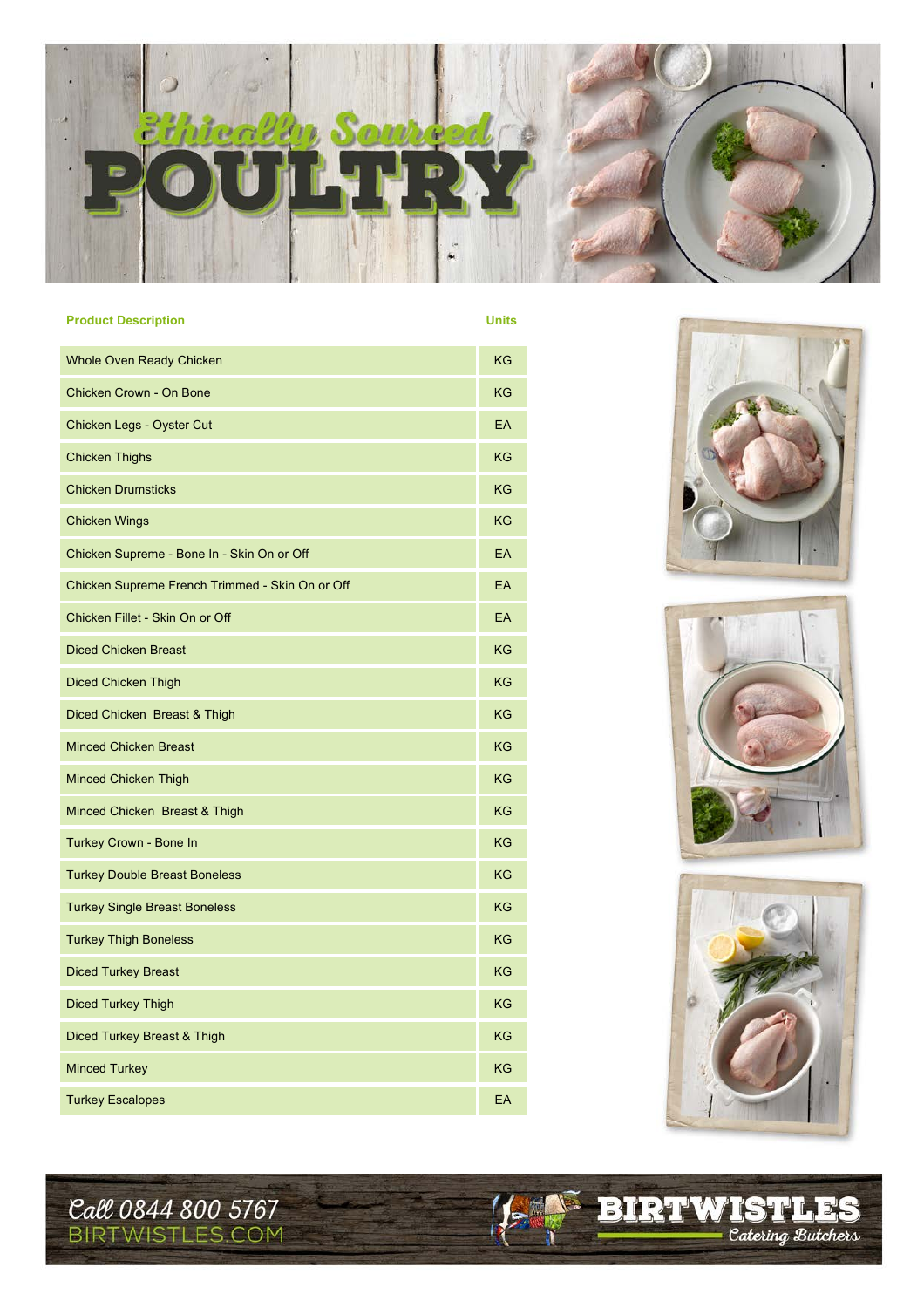# Ethically Sourced POULTRY

| Product Description | Units |
|---|---|
| Whole Oven Ready Chicken | KG |
| Chicken Crown - On Bone | KG |
| Chicken Legs - Oyster Cut | EA |
| Chicken Thighs | KG |
| Chicken Drumsticks | KG |
| Chicken Wings | KG |
| Chicken Supreme - Bone In - Skin On or Off | EA |
| Chicken Supreme French Trimmed - Skin On or Off | EA |
| Chicken Fillet - Skin On or Off | EA |
| Diced Chicken Breast | KG |
| Diced Chicken Thigh | KG |
| Diced Chicken Breast & Thigh | KG |
| Minced Chicken Breast | KG |
| Minced Chicken Thigh | KG |
| Minced Chicken Breast & Thigh | KG |
| Turkey Crown - Bone In | KG |
| Turkey Double Breast Boneless | KG |
| Turkey Single Breast Boneless | KG |
| Turkey Thigh Boneless | KG |
| Diced Turkey Breast | KG |
| Diced Turkey Thigh | KG |
| Diced Turkey Breast & Thigh | KG |
| Minced Turkey | KG |
| Turkey Escalopes | EA |

Call 0844 800 5767
BIRTWISTLES.COM

BIRTWISTLES Catering Butchers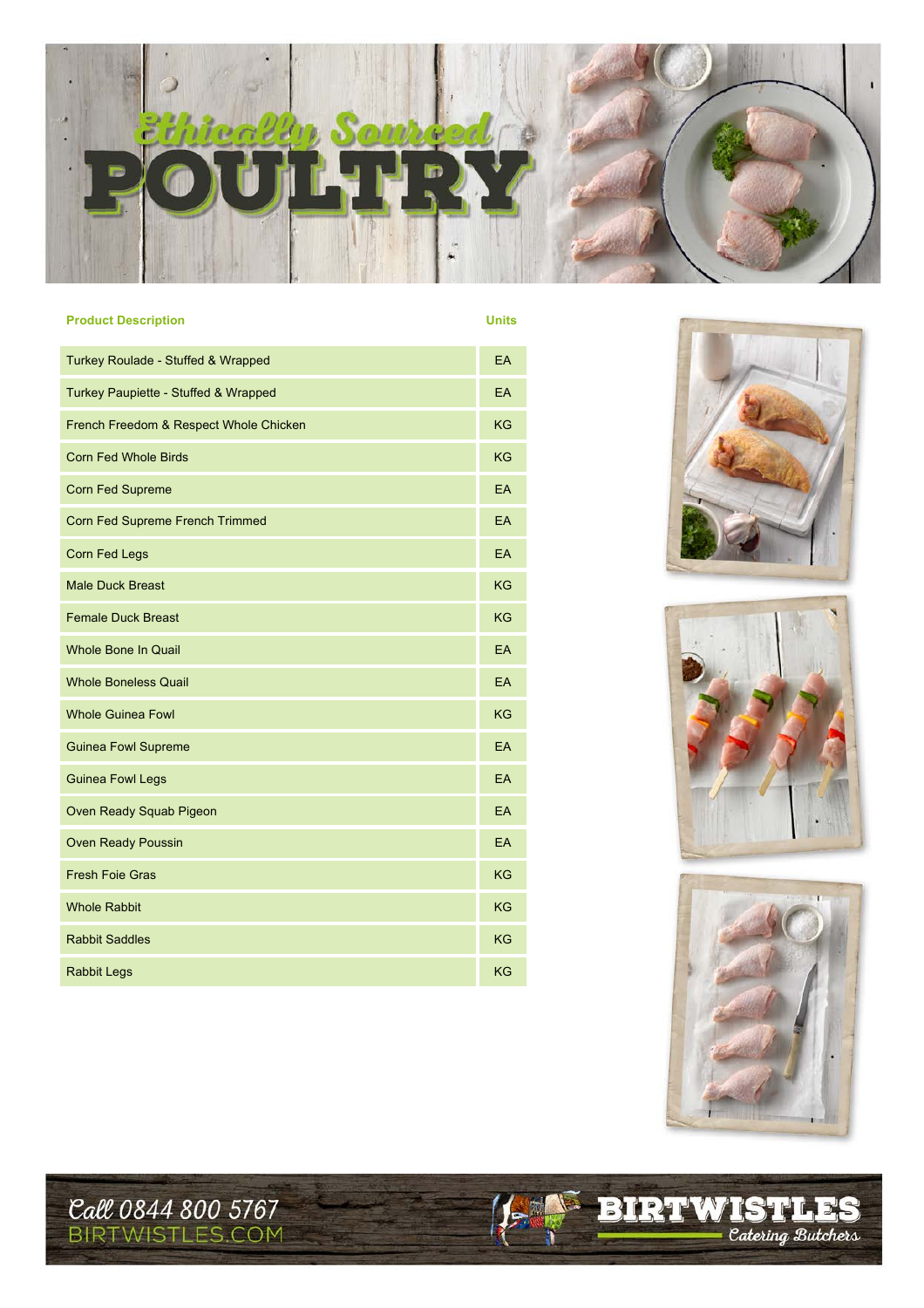# Ethically Sourced POULTRY

| Product Description | Units |
|---|---|
| Turkey Roulade - Stuffed & Wrapped | EA |
| Turkey Paupiette - Stuffed & Wrapped | EA |
| French Freedom & Respect Whole Chicken | KG |
| Corn Fed Whole Birds | KG |
| Corn Fed Supreme | EA |
| Corn Fed Supreme French Trimmed | EA |
| Corn Fed Legs | EA |
| Male Duck Breast | KG |
| Female Duck Breast | KG |
| Whole Bone In Quail | EA |
| Whole Boneless Quail | EA |
| Whole Guinea Fowl | KG |
| Guinea Fowl Supreme | EA |
| Guinea Fowl Legs | EA |
| Oven Ready Squab Pigeon | EA |
| Oven Ready Poussin | EA |
| Fresh Foie Gras | KG |
| Whole Rabbit | KG |
| Rabbit Saddles | KG |
| Rabbit Legs | KG |

Call 0844 800 5767
BIRTWISTLES.COM

BIRTWISTLES
Catering Butchers